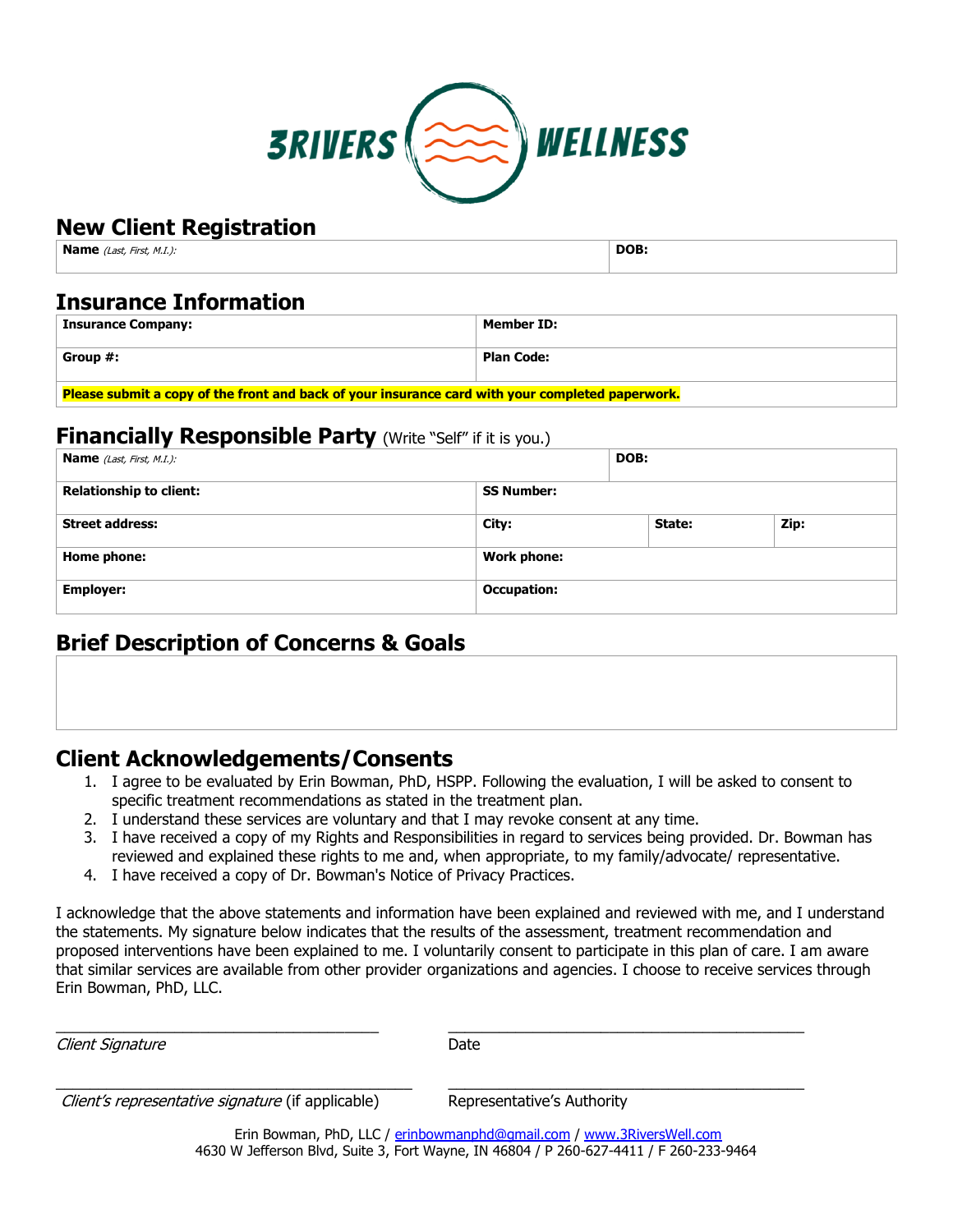3RIVERS WELLNESS

## New Client Registration

| **Name** *(Last, First, M.I.)*: | **DOB:** |
|---|---|

## Insurance Information

| **Insurance Company:** | **Member ID:** |
|---|---|
| **Group #:** | **Plan Code:** |
| **Please submit a copy of the front and back of your insurance card with your completed paperwork.** | |

## Financially Responsible Party (Write “Self” if it is you.)

| **Name** *(Last, First, M.I.)*: | | **DOB:** | |
|---|---|---|---|
| **Relationship to client:** | **SS Number:** | | |
| **Street address:** | **City:** | **State:** | **Zip:** |
| **Home phone:** | **Work phone:** | | |
| **Employer:** | **Occupation:** | | |

## Brief Description of Concerns & Goals

## Client Acknowledgements/Consents

1. I agree to be evaluated by Erin Bowman, PhD, HSPP. Following the evaluation, I will be asked to consent to specific treatment recommendations as stated in the treatment plan.
2. I understand these services are voluntary and that I may revoke consent at any time.
3. I have received a copy of my Rights and Responsibilities in regard to services being provided. Dr. Bowman has reviewed and explained these rights to me and, when appropriate, to my family/advocate/ representative.
4. I have received a copy of Dr. Bowman's Notice of Privacy Practices.

I acknowledge that the above statements and information have been explained and reviewed with me, and I understand the statements. My signature below indicates that the results of the assessment, treatment recommendation and proposed interventions have been explained to me. I voluntarily consent to participate in this plan of care. I am aware that similar services are available from other provider organizations and agencies. I choose to receive services through Erin Bowman, PhD, LLC.

\_\_\_\_\_\_\_\_\_\_\_\_\_\_\_\_\_\_\_\_\_\_\_\_\_\_\_\_\_\_\_\_\_\_\_ \_\_\_\_\_\_\_\_\_\_\_\_\_\_\_\_\_\_\_\_\_\_\_\_\_\_\_\_\_\_\_\_\_\_\_
*Client Signature* Date

\_\_\_\_\_\_\_\_\_\_\_\_\_\_\_\_\_\_\_\_\_\_\_\_\_\_\_\_\_\_\_\_\_\_\_ \_\_\_\_\_\_\_\_\_\_\_\_\_\_\_\_\_\_\_\_\_\_\_\_\_\_\_\_\_\_\_\_\_\_\_
*Client's representative signature* (if applicable) Representative's Authority

Erin Bowman, PhD, LLC / erinbowmanphd@gmail.com / www.3RiversWell.com
4630 W Jefferson Blvd, Suite 3, Fort Wayne, IN 46804 / P 260-627-4411 / F 260-233-9464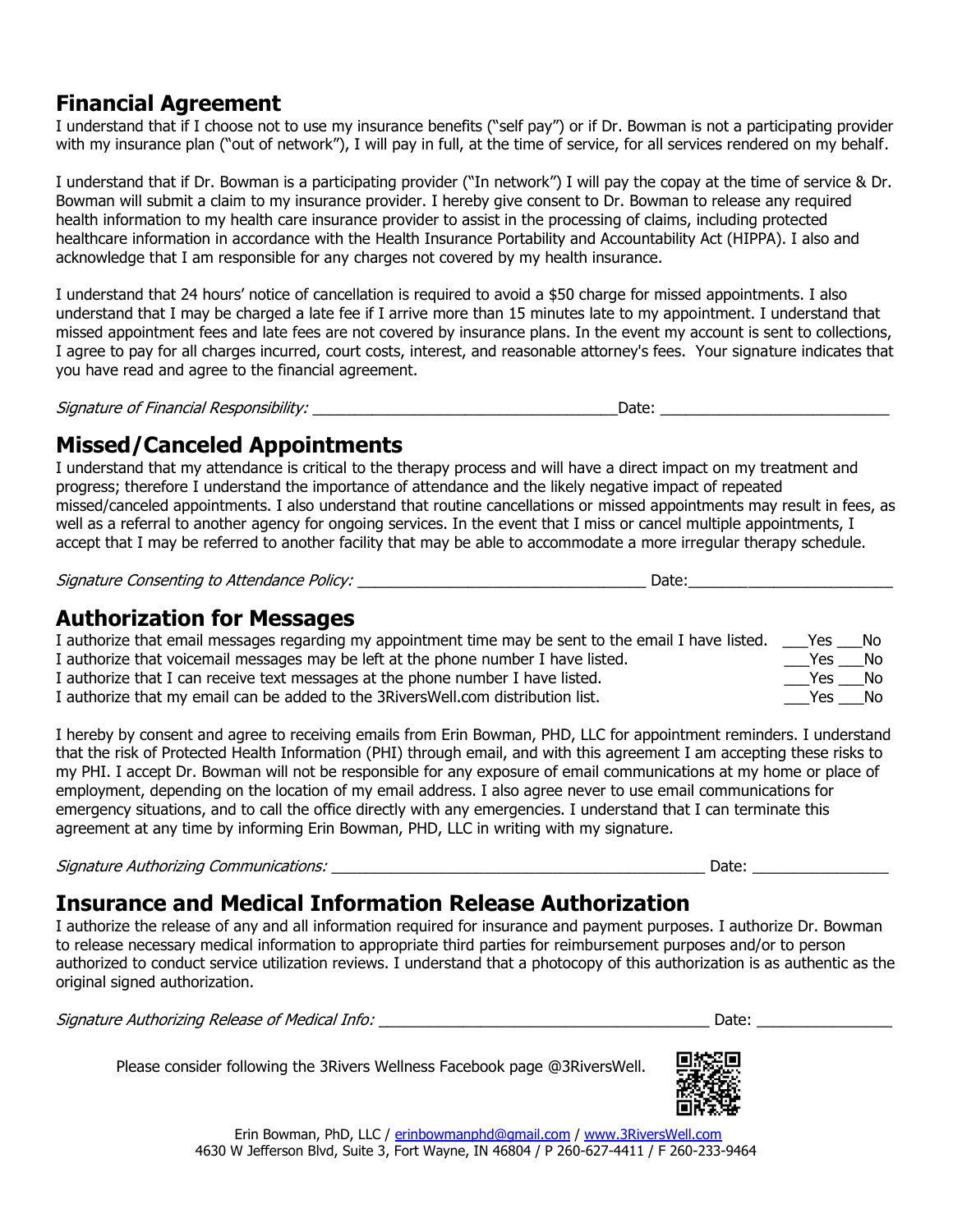## Financial Agreement

I understand that if I choose not to use my insurance benefits ("self pay") or if Dr. Bowman is not a participating provider with my insurance plan ("out of network"), I will pay in full, at the time of service, for all services rendered on my behalf.

I understand that if Dr. Bowman is a participating provider ("In network") I will pay the copay at the time of service & Dr. Bowman will submit a claim to my insurance provider. I hereby give consent to Dr. Bowman to release any required health information to my health care insurance provider to assist in the processing of claims, including protected healthcare information in accordance with the Health Insurance Portability and Accountability Act (HIPPA). I also and acknowledge that I am responsible for any charges not covered by my health insurance.

I understand that 24 hours' notice of cancellation is required to avoid a $50 charge for missed appointments. I also understand that I may be charged a late fee if I arrive more than 15 minutes late to my appointment. I understand that missed appointment fees and late fees are not covered by insurance plans. In the event my account is sent to collections, I agree to pay for all charges incurred, court costs, interest, and reasonable attorney's fees. Your signature indicates that you have read and agree to the financial agreement.

*Signature of Financial Responsibility:* ___________________________________Date: ___________________________

## Missed/Canceled Appointments

I understand that my attendance is critical to the therapy process and will have a direct impact on my treatment and progress; therefore I understand the importance of attendance and the likely negative impact of repeated missed/canceled appointments. I also understand that routine cancellations or missed appointments may result in fees, as well as a referral to another agency for ongoing services. In the event that I miss or cancel multiple appointments, I accept that I may be referred to another facility that may be able to accommodate a more irregular therapy schedule.

*Signature Consenting to Attendance Policy:* _________________________________ Date:________________________

## Authorization for Messages

I authorize that email messages regarding my appointment time may be sent to the email I have listed. ___Yes ___No

I authorize that voicemail messages may be left at the phone number I have listed. ___Yes ___No

I authorize that I can receive text messages at the phone number I have listed. ___Yes ___No

I authorize that my email can be added to the 3RiversWell.com distribution list. ___Yes ___No

I hereby by consent and agree to receiving emails from Erin Bowman, PHD, LLC for appointment reminders. I understand that the risk of Protected Health Information (PHI) through email, and with this agreement I am accepting these risks to my PHI. I accept Dr. Bowman will not be responsible for any exposure of email communications at my home or place of employment, depending on the location of my email address. I also agree never to use email communications for emergency situations, and to call the office directly with any emergencies. I understand that I can terminate this agreement at any time by informing Erin Bowman, PHD, LLC in writing with my signature.

*Signature Authorizing Communications:* ___________________________________________ Date: ________________

## Insurance and Medical Information Release Authorization

I authorize the release of any and all information required for insurance and payment purposes. I authorize Dr. Bowman to release necessary medical information to appropriate third parties for reimbursement purposes and/or to person authorized to conduct service utilization reviews. I understand that a photocopy of this authorization is as authentic as the original signed authorization.

*Signature Authorizing Release of Medical Info:* _______________________________________ Date: ________________

Please consider following the 3Rivers Wellness Facebook page @3RiversWell.

Erin Bowman, PhD, LLC / erinbowmanphd@gmail.com / www.3RiversWell.com
4630 W Jefferson Blvd, Suite 3, Fort Wayne, IN 46804 / P 260-627-4411 / F 260-233-9464